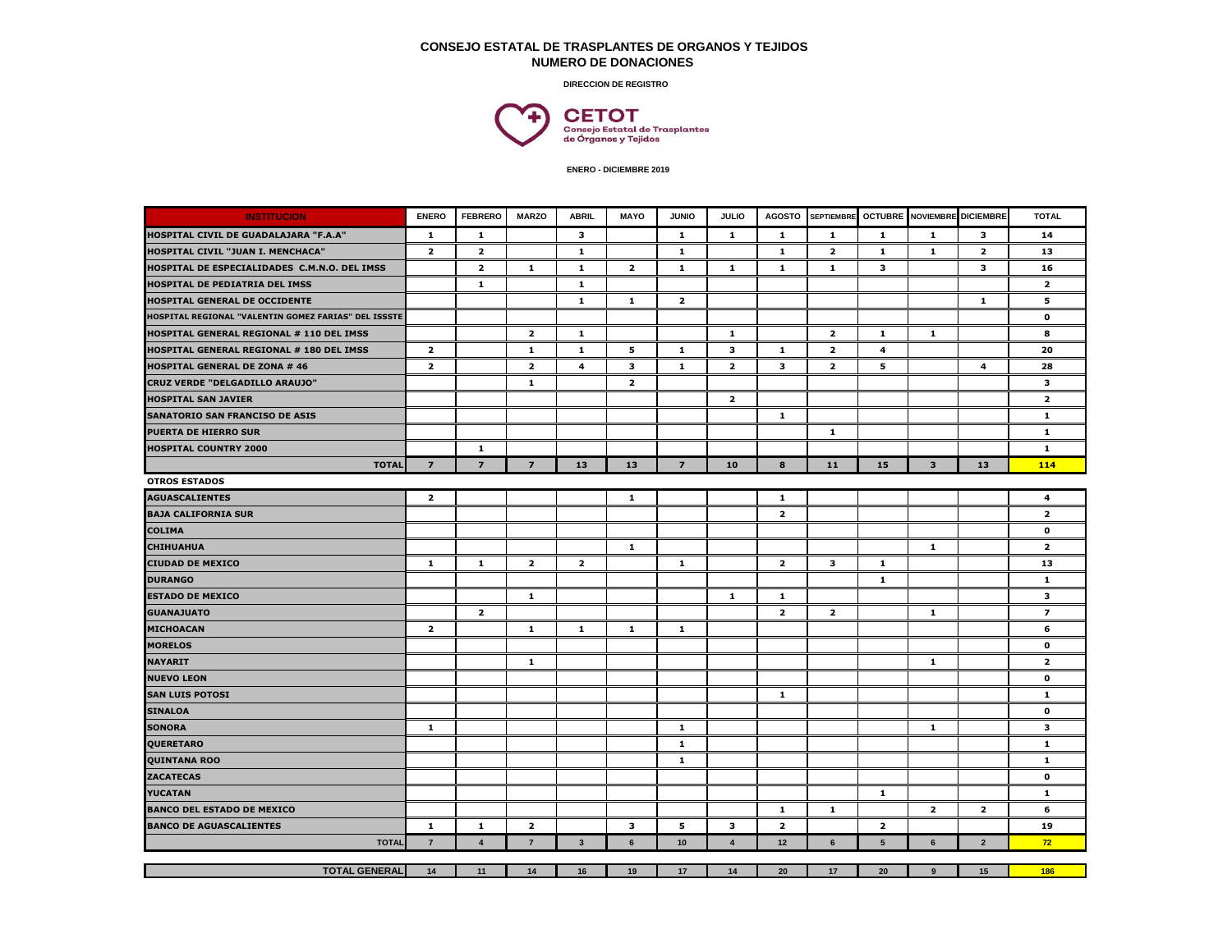# CONSEJO ESTATAL DE TRASPLANTES DE ORGANOS Y TEJIDOS
## NUMERO DE DONACIONES

**DIRECCION DE REGISTRO**

**CETOT**
Consejo Estatal de Trasplantes de Órganos y Tejidos

**ENERO - DICIEMBRE 2019**

| INSTITUCION | ENERO | FEBRERO | MARZO | ABRIL | MAYO | JUNIO | JULIO | AGOSTO | SEPTIEMBRE | OCTUBRE | NOVIEMBRE | DICIEMBRE | TOTAL |
|---|---|---|---|---|---|---|---|---|---|---|---|---|---|
| HOSPITAL CIVIL DE GUADALAJARA "F.A.A" | 1 | 1 | | 3 | | 1 | 1 | 1 | 1 | 1 | 1 | 3 | 14 |
| HOSPITAL CIVIL "JUAN I. MENCHACA" | 2 | 2 | | 1 | | 1 | | 1 | 2 | 1 | 1 | 2 | 13 |
| HOSPITAL DE ESPECIALIDADES C.M.N.O. DEL IMSS | | 2 | 1 | 1 | 2 | 1 | 1 | 1 | 1 | 3 | | 3 | 16 |
| HOSPITAL DE PEDIATRIA DEL IMSS | | 1 | | 1 | | | | | | | | | 2 |
| HOSPITAL GENERAL DE OCCIDENTE | | | | 1 | 1 | 2 | | | | | | 1 | 5 |
| HOSPITAL REGIONAL "VALENTIN GOMEZ FARIAS" DEL ISSSTE | | | | | | | | | | | | | 0 |
| HOSPITAL GENERAL REGIONAL # 110 DEL IMSS | | | 2 | 1 | | | 1 | | 2 | 1 | 1 | | 8 |
| HOSPITAL GENERAL REGIONAL # 180 DEL IMSS | 2 | | 1 | 1 | 5 | 1 | 3 | 1 | 2 | 4 | | | 20 |
| HOSPITAL GENERAL DE ZONA # 46 | 2 | | 2 | 4 | 3 | 1 | 2 | 3 | 2 | 5 | | 4 | 28 |
| CRUZ VERDE "DELGADILLO ARAUJO" | | | 1 | | 2 | | | | | | | | 3 |
| HOSPITAL SAN JAVIER | | | | | | | 2 | | | | | | 2 |
| SANATORIO SAN FRANCISCO DE ASIS | | | | | | | | 1 | | | | | 1 |
| PUERTA DE HIERRO SUR | | | | | | | | | 1 | | | | 1 |
| HOSPITAL COUNTRY 2000 | | 1 | | | | | | | | | | | 1 |
| **TOTAL** | 7 | 7 | 7 | 13 | 13 | 7 | 10 | 8 | 11 | 15 | 3 | 13 | 114 |
| **OTROS ESTADOS** | | | | | | | | | | | | | |
| AGUASCALIENTES | 2 | | | | 1 | | | 1 | | | | | 4 |
| BAJA CALIFORNIA SUR | | | | | | | | 2 | | | | | 2 |
| COLIMA | | | | | | | | | | | | | 0 |
| CHIHUAHUA | | | | | 1 | | | | | | 1 | | 2 |
| CIUDAD DE MEXICO | 1 | 1 | 2 | 2 | | 1 | | 2 | 3 | 1 | | | 13 |
| DURANGO | | | | | | | | | | 1 | | | 1 |
| ESTADO DE MEXICO | | | 1 | | | | 1 | 1 | | | | | 3 |
| GUANAJUATO | | 2 | | | | | | 2 | 2 | | 1 | | 7 |
| MICHOACAN | 2 | | 1 | 1 | 1 | 1 | | | | | | | 6 |
| MORELOS | | | | | | | | | | | | | 0 |
| NAYARIT | | | 1 | | | | | | | | 1 | | 2 |
| NUEVO LEON | | | | | | | | | | | | | 0 |
| SAN LUIS POTOSI | | | | | | | | 1 | | | | | 1 |
| SINALOA | | | | | | | | | | | | | 0 |
| SONORA | 1 | | | | | 1 | | | | | 1 | | 3 |
| QUERETARO | | | | | | 1 | | | | | | | 1 |
| QUINTANA ROO | | | | | | 1 | | | | | | | 1 |
| ZACATECAS | | | | | | | | | | | | | 0 |
| YUCATAN | | | | | | | | | | 1 | | | 1 |
| BANCO DEL ESTADO DE MEXICO | | | | | | | | 1 | 1 | | 2 | 2 | 6 |
| BANCO DE AGUASCALIENTES | 1 | 1 | 2 | | 3 | 5 | 3 | 2 | | 2 | | | 19 |
| **TOTAL** | 7 | 4 | 7 | 3 | 6 | 10 | 4 | 12 | 6 | 5 | 6 | 2 | 72 |
| **TOTAL GENERAL** | 14 | 11 | 14 | 16 | 19 | 17 | 14 | 20 | 17 | 20 | 9 | 15 | 186 |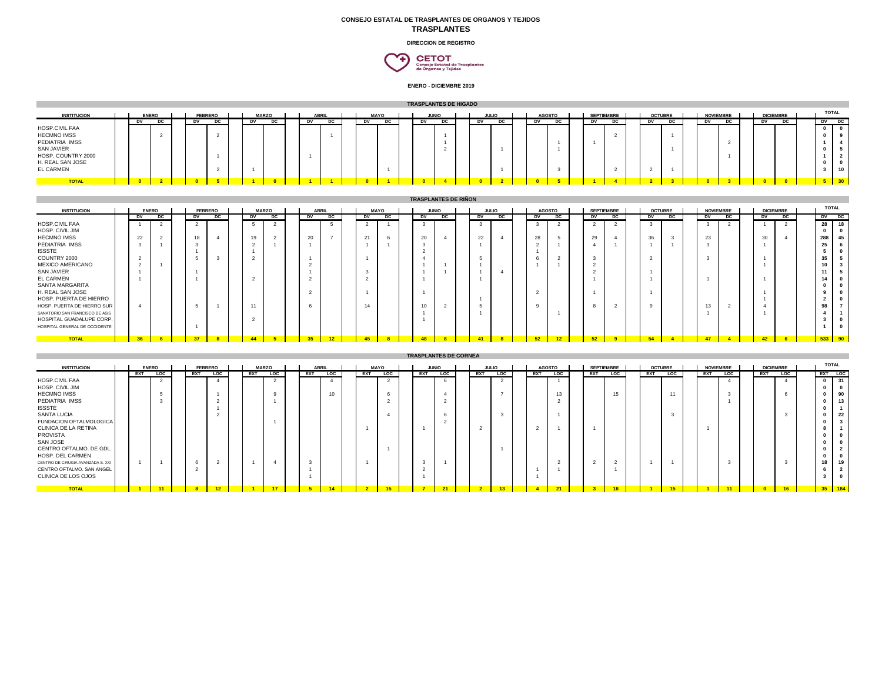# CONSEJO ESTATAL DE TRASPLANTES DE ORGANOS Y TEJIDOS

## TRASPLANTES

**DIRECCION DE REGISTRO**

**CETOT**
Consejo Estatal de Trasplantes de Órganos y Tejidos

**ENERO - DICIEMBRE 2019**

### TRASPLANTES DE HIGADO

| INSTITUCION | ENERO | | FEBRERO | | MARZO | | ABRIL | | MAYO | | JUNIO | | JULIO | | AGOSTO | | SEPTIEMBRE | | OCTUBRE | | NOVIEMBRE | | DICIEMBRE | | TOTAL | |
|---|---|---|---|---|---|---|---|---|---|---|---|---|---|---|---|---|---|---|---|---|---|---|---|---|---|---|
| | DV | DC | DV | DC | DV | DC | DV | DC | DV | DC | DV | DC | DV | DC | DV | DC | DV | DC | DV | DC | DV | DC | DV | DC | DV | DC |
| HOSP.CIVIL FAA | | | | | | | | | | | | | | | | | | | | | | | | | **0** | **0** |
| HECMNO IMSS | | 2 | | 2 | | | | 1 | | | | 1 | | | | | | 2 | | 1 | | | | | **0** | **9** |
| PEDIATRIA IMSS | | | | | | | | | | | | 1 | | | | 1 | 1 | | | | | 2 | | | **1** | **4** |
| SAN JAVIER | | | | | | | | | | | | 2 | | 1 | | 1 | | | | 1 | | | | | **0** | **5** |
| HOSP. COUNTRY 2000 | | | | 1 | | | 1 | | | | | | | | | | | | | | | 1 | | | **1** | **2** |
| H. REAL SAN JOSE | | | | | | | | | | | | | | | | | | | | | | | | | **0** | **0** |
| EL CARMEN | | | | 2 | 1 | | | | | 1 | | | | 1 | | 3 | | 2 | 2 | 1 | | | | | **3** | **10** |
| **TOTAL** | **0** | **2** | **0** | **5** | **1** | **0** | **1** | **1** | **0** | **1** | **0** | **4** | **0** | **2** | **0** | **5** | **1** | **4** | **2** | **3** | **0** | **3** | **0** | **0** | **5** | **30** |

### TRASPLANTES DE RIÑON

| INSTITUCION | ENERO | | FEBRERO | | MARZO | | ABRIL | | MAYO | | JUNIO | | JULIO | | AGOSTO | | SEPTIEMBRE | | OCTUBRE | | NOVIEMBRE | | DICIEMBRE | | TOTAL | |
|---|---|---|---|---|---|---|---|---|---|---|---|---|---|---|---|---|---|---|---|---|---|---|---|---|---|---|
| | DV | DC | DV | DC | DV | DC | DV | DC | DV | DC | DV | DC | DV | DC | DV | DC | DV | DC | DV | DC | DV | DC | DV | DC | DV | DC |
| HOSP.CIVIL FAA | 1 | 2 | 2 | | 5 | 2 | | 5 | 2 | 1 | 3 | | 3 | | 3 | 2 | 2 | 2 | 3 | | 3 | 2 | 1 | 2 | **28** | **18** |
| HOSP. CIVIL JIM | | | | | | | | | | | | | | | | | | | | | | | | | **0** | **0** |
| HECMNO IMSS | 22 | 2 | 18 | 4 | 19 | 2 | 20 | 7 | 21 | 6 | 20 | 4 | 22 | 4 | 28 | 5 | 29 | 4 | 36 | 3 | 23 | | 30 | 4 | **288** | **45** |
| PEDIATRIA IMSS | 3 | 1 | 3 | | 2 | 1 | 1 | | 1 | 1 | 3 | | 1 | | 2 | 1 | 4 | 1 | 1 | 1 | 3 | | 1 | | **25** | **6** |
| ISSSTE | | | 1 | | 1 | | | | | | 2 | | | | 1 | | | | | | | | | | **5** | **0** |
| COUNTRY 2000 | 2 | | 5 | 3 | 2 | | 1 | | 1 | | 4 | | 5 | | 6 | 2 | 3 | | 2 | | 3 | | 1 | | **35** | **5** |
| MEXICO AMERICANO | 2 | 1 | | | | | 2 | | | | 1 | 1 | 1 | | 1 | 1 | 2 | | | | | | 1 | | **10** | **3** |
| SAN JAVIER | 1 | | 1 | | | | 1 | | 3 | | 1 | 1 | 1 | 4 | | | 2 | | 1 | | | | | | **11** | **5** |
| EL CARMEN | 1 | | 1 | | 2 | | 2 | | 2 | | 1 | | 1 | | | | 1 | | 1 | | 1 | | 1 | | **14** | **0** |
| SANTA MARGARITA | | | | | | | | | | | | | | | | | | | | | | | | | **0** | **0** |
| H. REAL SAN JOSE | | | | | | | 2 | | 1 | | 1 | | | | 2 | | 1 | | 1 | | | | 1 | | **9** | **0** |
| HOSP. PUERTA DE HIERRO | | | | | | | | | | | | | 1 | | | | | | | | | | 1 | | **2** | **0** |
| HOSP. PUERTA DE HIERRO SUR | 4 | | 5 | 1 | 11 | | 6 | | 14 | | 10 | 2 | 5 | | 9 | | 8 | 2 | 9 | | 13 | 2 | 4 | | **98** | **7** |
| SANATORIO SAN FRANCISCO DE ASIS | | | | | | | | | | | 1 | | 1 | | | 1 | | | | | 1 | | 1 | | **4** | **1** |
| HOSPITAL GUADALUPE CORP. | | | | | 2 | | | | | | 1 | | | | | | | | | | | | | | **3** | **0** |
| HOSPITAL GENERAL DE OCCIDENTE | | | 1 | | | | | | | | | | | | | | | | | | | | | | **1** | **0** |
| **TOTAL** | **36** | **6** | **37** | **8** | **44** | **5** | **35** | **12** | **45** | **8** | **48** | **8** | **41** | **8** | **52** | **12** | **52** | **9** | **54** | **4** | **47** | **4** | **42** | **6** | **533** | **90** |

### TRASPLANTES DE CORNEA

| INSTITUCION | ENERO | | FEBRERO | | MARZO | | ABRIL | | MAYO | | JUNIO | | JULIO | | AGOSTO | | SEPTIEMBRE | | OCTUBRE | | NOVIEMBRE | | DICIEMBRE | | TOTAL | |
|---|---|---|---|---|---|---|---|---|---|---|---|---|---|---|---|---|---|---|---|---|---|---|---|---|---|---|
| | EXT | LOC | EXT | LOC | EXT | LOC | EXT | LOC | EXT | LOC | EXT | LOC | EXT | LOC | EXT | LOC | EXT | LOC | EXT | LOC | EXT | LOC | EXT | LOC | EXT | LOC |
| HOSP.CIVIL FAA | | 2 | | 4 | | 2 | | 4 | | 2 | | 6 | | 2 | | 1 | | | | | | 4 | | 4 | **0** | **31** |
| HOSP. CIVIL JIM | | | | | | | | | | | | | | | | | | | | | | | | | **0** | **0** |
| HECMNO IMSS | | 5 | | 1 | | 9 | | 10 | | 6 | | 4 | | 7 | | 13 | | 15 | | 11 | | 3 | | 6 | **0** | **90** |
| PEDIATRIA IMSS | | 3 | | 2 | | 1 | | | | 2 | | 2 | | | | 2 | | | | | | 1 | | | **0** | **13** |
| ISSSTE | | | | 1 | | | | | | | | | | | | | | | | | | | | | **0** | **1** |
| SANTA LUCIA | | | | 2 | | | | | | 4 | | 6 | | 3 | | 1 | | | | 3 | | | | 3 | **0** | **22** |
| FUNDACION OFTALMOLOGICA | | | | | | 1 | | | | | | 2 | | | | | | | | | | | | | **0** | **3** |
| CLINICA DE LA RETINA | | | | | | | | | 1 | | 1 | | 2 | | 2 | 1 | 1 | | | | 1 | | | | **8** | **1** |
| PROVISTA | | | | | | | | | | | | | | | | | | | | | | | | | **0** | **0** |
| SAN JOSE | | | | | | | | | | | | | | | | | | | | | | | | | **0** | **0** |
| CENTRO OFTALMO. DE GDL. | | | | | | | | | | 1 | | | | 1 | | | | | | | | | | | **0** | **2** |
| HOSP. DEL CARMEN | | | | | | | | | | | | | | | | | | | | | | | | | **0** | **0** |
| CENTRO DE CIRUGIA AVANZADA S. XXI | 1 | 1 | 6 | 2 | 1 | 4 | 3 | | 1 | | 3 | 1 | | | | 2 | 2 | 2 | 1 | 1 | | 3 | | 3 | **18** | **19** |
| CENTRO OFTALMO. SAN ANGEL | | | 2 | | | | 1 | | | | 2 | | | | 1 | 1 | | 1 | | | | | | | **6** | **2** |
| CLINICA DE LOS OJOS | | | | | | | 1 | | | | 1 | | | | 1 | | | | | | | | | | **3** | **0** |
| **TOTAL** | **1** | **11** | **8** | **12** | **1** | **17** | **5** | **14** | **2** | **15** | **7** | **21** | **2** | **13** | **4** | **21** | **3** | **18** | **1** | **15** | **1** | **11** | **0** | **16** | **35** | **184** |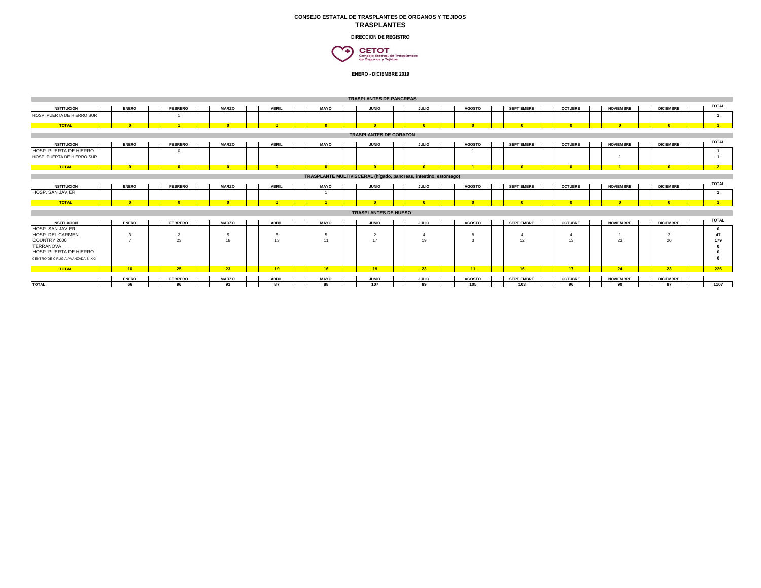**CONSEJO ESTATAL DE TRASPLANTES DE ORGANOS Y TEJIDOS**

## TRASPLANTES

**DIRECCION DE REGISTRO**

CETOT
Consejo Estatal de Trasplantes de Órganos y Tejidos

**ENERO - DICIEMBRE 2019**

**TRASPLANTES DE PANCREAS**

| INSTITUCION | ENERO | FEBRERO | MARZO | ABRIL | MAYO | JUNIO | JULIO | AGOSTO | SEPTIEMBRE | OCTUBRE | NOVIEMBRE | DICIEMBRE | TOTAL |
|---|---|---|---|---|---|---|---|---|---|---|---|---|---|
| HOSP. PUERTA DE HIERRO SUR | | 1 | | | | | | | | | | | 1 |
| **TOTAL** | 0 | 1 | 0 | 0 | 0 | 0 | 0 | 0 | 0 | 0 | 0 | 0 | 1 |

**TRASPLANTES DE CORAZON**

| INSTITUCION | ENERO | FEBRERO | MARZO | ABRIL | MAYO | JUNIO | JULIO | AGOSTO | SEPTIEMBRE | OCTUBRE | NOVIEMBRE | DICIEMBRE | TOTAL |
|---|---|---|---|---|---|---|---|---|---|---|---|---|---|
| HOSP. PUERTA DE HIERRO | | 0 | | | | | | 1 | | | | | 1 |
| HOSP. PUERTA DE HIERRO SUR | | | | | | | | | | | 1 | | 1 |
| **TOTAL** | 0 | 0 | 0 | 0 | 0 | 0 | 0 | 1 | 0 | 0 | 1 | 0 | 2 |

**TRASPLANTE MULTIVISCERAL (hígado, pancreas, intestino, estomago)**

| INSTITUCION | ENERO | FEBRERO | MARZO | ABRIL | MAYO | JUNIO | JULIO | AGOSTO | SEPTIEMBRE | OCTUBRE | NOVIEMBRE | DICIEMBRE | TOTAL |
|---|---|---|---|---|---|---|---|---|---|---|---|---|---|
| HOSP. SAN JAVIER | | | | | 1 | | | | | | | | 1 |
| **TOTAL** | 0 | 0 | 0 | 0 | 1 | 0 | 0 | 0 | 0 | 0 | 0 | 0 | 1 |

**TRASPLANTES DE HUESO**

| INSTITUCION | ENERO | FEBRERO | MARZO | ABRIL | MAYO | JUNIO | JULIO | AGOSTO | SEPTIEMBRE | OCTUBRE | NOVIEMBRE | DICIEMBRE | TOTAL |
|---|---|---|---|---|---|---|---|---|---|---|---|---|---|
| HOSP. SAN JAVIER | | | | | | | | | | | | | 0 |
| HOSP. DEL CARMEN | 3 | 2 | 5 | 6 | 5 | 2 | 4 | 8 | 4 | 4 | 1 | 3 | 47 |
| COUNTRY 2000 | 7 | 23 | 18 | 13 | 11 | 17 | 19 | 3 | 12 | 13 | 23 | 20 | 179 |
| TERRANOVA | | | | | | | | | | | | | 0 |
| HOSP. PUERTA DE HIERRO | | | | | | | | | | | | | 0 |
| CENTRO DE CIRUGIA AVANZADA S. XXI | | | | | | | | | | | | | 0 |
| **TOTAL** | 10 | 25 | 23 | 19 | 16 | 19 | 23 | 11 | 16 | 17 | 24 | 23 | 226 |

| | ENERO | FEBRERO | MARZO | ABRIL | MAYO | JUNIO | JULIO | AGOSTO | SEPTIEMBRE | OCTUBRE | NOVIEMBRE | DICIEMBRE | |
|---|---|---|---|---|---|---|---|---|---|---|---|---|---|
| **TOTAL** | 66 | 96 | 91 | 87 | 88 | 107 | 89 | 105 | 103 | 96 | 90 | 87 | 1107 |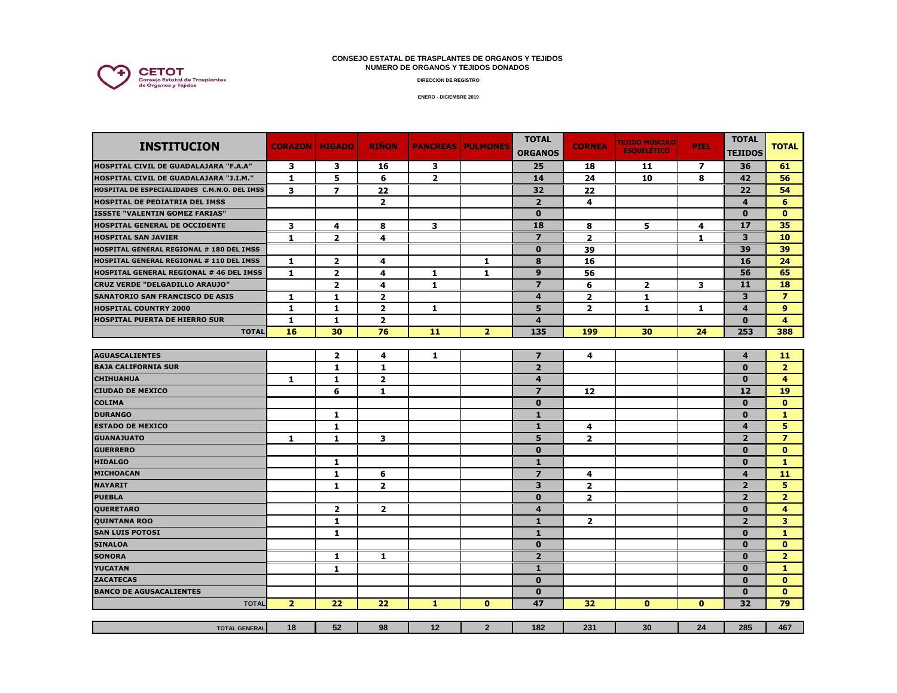CETOT
Consejo Estatal de Trasplantes de Órganos y Tejidos

**CONSEJO ESTATAL DE TRASPLANTES DE ORGANOS Y TEJIDOS**
**NUMERO DE ORGANOS Y TEJIDOS DONADOS**

DIRECCION DE REGISTRO

ENERO - DICIEMBRE 2019

| INSTITUCION | CORAZON | HIGADO | RIÑON | PANCREAS | PULMONES | TOTAL ORGANOS | CORNEA | TEJIDO MÚSCULO ESQUELÉTICO | PIEL | TOTAL TEJIDOS | TOTAL |
|---|---|---|---|---|---|---|---|---|---|---|---|
| HOSPITAL CIVIL DE GUADALAJARA "F.A.A" | 3 | 3 | 16 | 3 | | 25 | 18 | 11 | 7 | 36 | 61 |
| HOSPITAL CIVIL DE GUADALAJARA "J.I.M." | 1 | 5 | 6 | 2 | | 14 | 24 | 10 | 8 | 42 | 56 |
| HOSPITAL DE ESPECIALIDADES C.M.N.O. DEL IMSS | 3 | 7 | 22 | | | 32 | 22 | | | 22 | 54 |
| HOSPITAL DE PEDIATRIA DEL IMSS | | | 2 | | | 2 | 4 | | | 4 | 6 |
| ISSSTE "VALENTIN GOMEZ FARIAS" | | | | | | 0 | | | | 0 | 0 |
| HOSPITAL GENERAL DE OCCIDENTE | 3 | 4 | 8 | 3 | | 18 | 8 | 5 | 4 | 17 | 35 |
| HOSPITAL SAN JAVIER | 1 | 2 | 4 | | | 7 | 2 | | 1 | 3 | 10 |
| HOSPITAL GENERAL REGIONAL # 180 DEL IMSS | | | | | | 0 | 39 | | | 39 | 39 |
| HOSPITAL GENERAL REGIONAL # 110 DEL IMSS | 1 | 2 | 4 | | 1 | 8 | 16 | | | 16 | 24 |
| HOSPITAL GENERAL REGIONAL # 46 DEL IMSS | 1 | 2 | 4 | 1 | 1 | 9 | 56 | | | 56 | 65 |
| CRUZ VERDE "DELGADILLO ARAUJO" | | 2 | 4 | 1 | | 7 | 6 | 2 | 3 | 11 | 18 |
| SANATORIO SAN FRANCISCO DE ASIS | 1 | 1 | 2 | | | 4 | 2 | 1 | | 3 | 7 |
| HOSPITAL COUNTRY 2000 | 1 | 1 | 2 | 1 | | 5 | 2 | 1 | 1 | 4 | 9 |
| HOSPITAL PUERTA DE HIERRO SUR | 1 | 1 | 2 | | | 4 | | | | 0 | 4 |
| **TOTAL** | **16** | **30** | **76** | **11** | **2** | **135** | **199** | **30** | **24** | **253** | **388** |
| AGUASCALIENTES | | 2 | 4 | 1 | | 7 | 4 | | | 4 | 11 |
| BAJA CALIFORNIA SUR | | 1 | 1 | | | 2 | | | | 0 | 2 |
| CHIHUAHUA | 1 | 1 | 2 | | | 4 | | | | 0 | 4 |
| CIUDAD DE MEXICO | | 6 | 1 | | | 7 | 12 | | | 12 | 19 |
| COLIMA | | | | | | 0 | | | | 0 | 0 |
| DURANGO | | 1 | | | | 1 | | | | 0 | 1 |
| ESTADO DE MEXICO | | 1 | | | | 1 | 4 | | | 4 | 5 |
| GUANAJUATO | 1 | 1 | 3 | | | 5 | 2 | | | 2 | 7 |
| GUERRERO | | | | | | 0 | | | | 0 | 0 |
| HIDALGO | | 1 | | | | 1 | | | | 0 | 1 |
| MICHOACAN | | 1 | 6 | | | 7 | 4 | | | 4 | 11 |
| NAYARIT | | 1 | 2 | | | 3 | 2 | | | 2 | 5 |
| PUEBLA | | | | | | 0 | 2 | | | 2 | 2 |
| QUERETARO | | 2 | 2 | | | 4 | | | | 0 | 4 |
| QUINTANA ROO | | 1 | | | | 1 | 2 | | | 2 | 3 |
| SAN LUIS POTOSI | | 1 | | | | 1 | | | | 0 | 1 |
| SINALOA | | | | | | 0 | | | | 0 | 0 |
| SONORA | | 1 | 1 | | | 2 | | | | 0 | 2 |
| YUCATAN | | 1 | | | | 1 | | | | 0 | 1 |
| ZACATECAS | | | | | | 0 | | | | 0 | 0 |
| BANCO DE AGUSACALIENTES | | | | | | 0 | | | | 0 | 0 |
| **TOTAL** | **2** | **22** | **22** | **1** | **0** | **47** | **32** | **0** | **0** | **32** | **79** |
| **TOTAL GENERAL** | **18** | **52** | **98** | **12** | **2** | **182** | **231** | **30** | **24** | **285** | **467** |